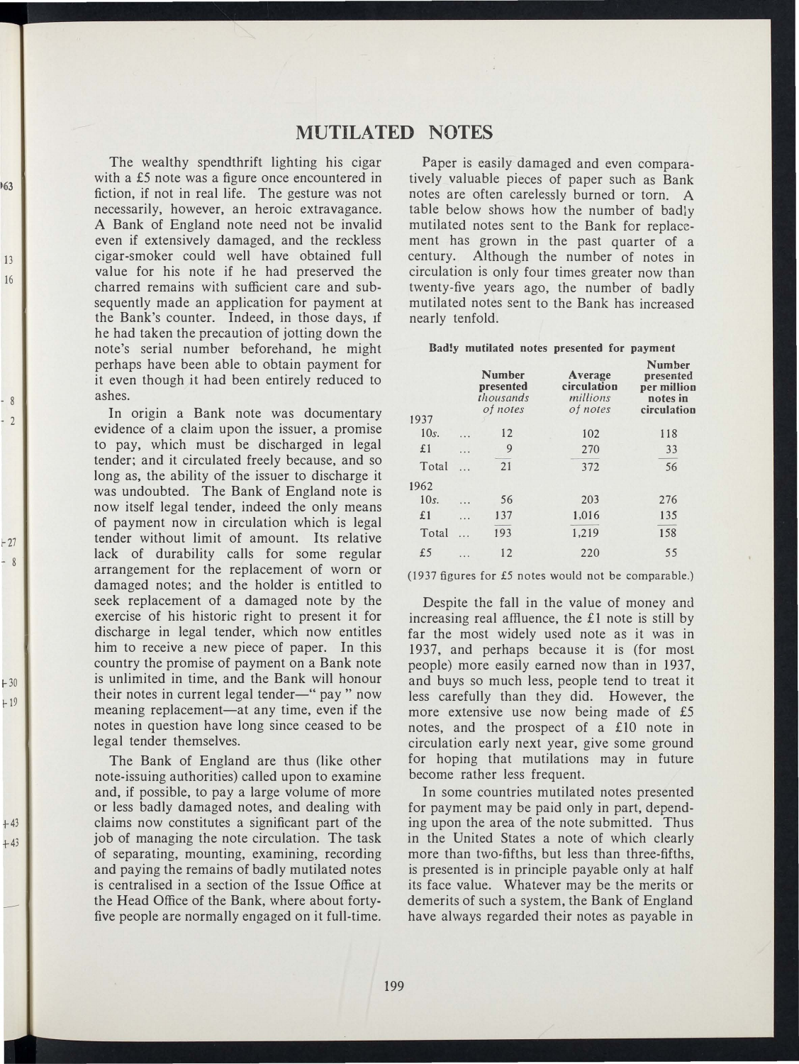# MUTILATED NOTES

The wealthy spendthrift lighting his cigar with a £5 note was a figure once encountered in fiction, if not in real life. The gesture was not necessarily, however, an heroic extravagance. A Bank of England note need not be invalid even if extensively damaged, and the reckless cigar-smoker could well have obtained full value for his note if he had preserved the charred remains with sufficient care and subsequently made an application for payment at the Bank's counter. Indeed, in those days, if he had taken the precaution of jotting down the note's serial number beforehand, he might perhaps have been able to obtain payment for it even though it had been entirely reduced to ashes.

In origin a Bank note was documentary evidence of a claim upon the issuer, a promise to pay, which must be discharged in legal tender; and it circulated freely because, and so long as, the ability of the issuer to discharge it was undoubted. The Bank of England note is now itself legal tender, indeed the only means of payment now in circulation which is legal tender without limit of amount. Its relative lack of durability calls for some regular arrangement for the replacement of worn or damaged notes; and the holder is entitled to seek replacement of a damaged note by the exercise of his historic right to present it for discharge in legal tender, which now entitles him to receive a new piece of paper. In this country the promise of payment on a Bank note is unlimited in time, and the Bank will honour their notes in current legal tender—" pay " now meaning replacement—at any time, even if the notes in question have long since ceased to be legal tender themselves.

The Bank of England are thus (like other note-issuing authorities) called upon to examine and, if possible, to pay a large volume of more or less badly damaged notes, and dealing with claims now constitutes a significant part of the job of managing the note circulation. The task of separating, mounting, examining, recording and paying the remains of badly mutilated notes is centralised in a section of the Issue Office at the Head Office of the Bank, where about forty-five people are normally engaged on it full-time.

Paper is easily damaged and even comparatively valuable pieces of paper such as Bank notes are often carelessly burned or torn. A table below shows how the number of badly mutilated notes sent to the Bank for replacement has grown in the past quarter of a century. Although the number of notes in circulation is only four times greater now than twenty-five years ago, the number of badly mutilated notes sent to the Bank has increased nearly tenfold.

**Badly mutilated notes presented for payment**

| | Number presented *thousands of notes* | Average circulation *millions of notes* | Number presented per million notes in circulation |
|---|---|---|---|
| 1937 | | | |
| 10*s.* ... | 12 | 102 | 118 |
| £1 ... | 9 | 270 | 33 |
| Total ... | 21 | 372 | 56 |
| 1962 | | | |
| 10*s.* ... | 56 | 203 | 276 |
| £1 ... | 137 | 1,016 | 135 |
| Total ... | 193 | 1,219 | 158 |
| £5 ... | 12 | 220 | 55 |

(1937 figures for £5 notes would not be comparable.)

Despite the fall in the value of money and increasing real affluence, the £1 note is still by far the most widely used note as it was in 1937, and perhaps because it is (for most people) more easily earned now than in 1937, and buys so much less, people tend to treat it less carefully than they did. However, the more extensive use now being made of £5 notes, and the prospect of a £10 note in circulation early next year, give some ground for hoping that mutilations may in future become rather less frequent.

In some countries mutilated notes presented for payment may be paid only in part, depending upon the area of the note submitted. Thus in the United States a note of which clearly more than two-fifths, but less than three-fifths, is presented is in principle payable only at half its face value. Whatever may be the merits or demerits of such a system, the Bank of England have always regarded their notes as payable in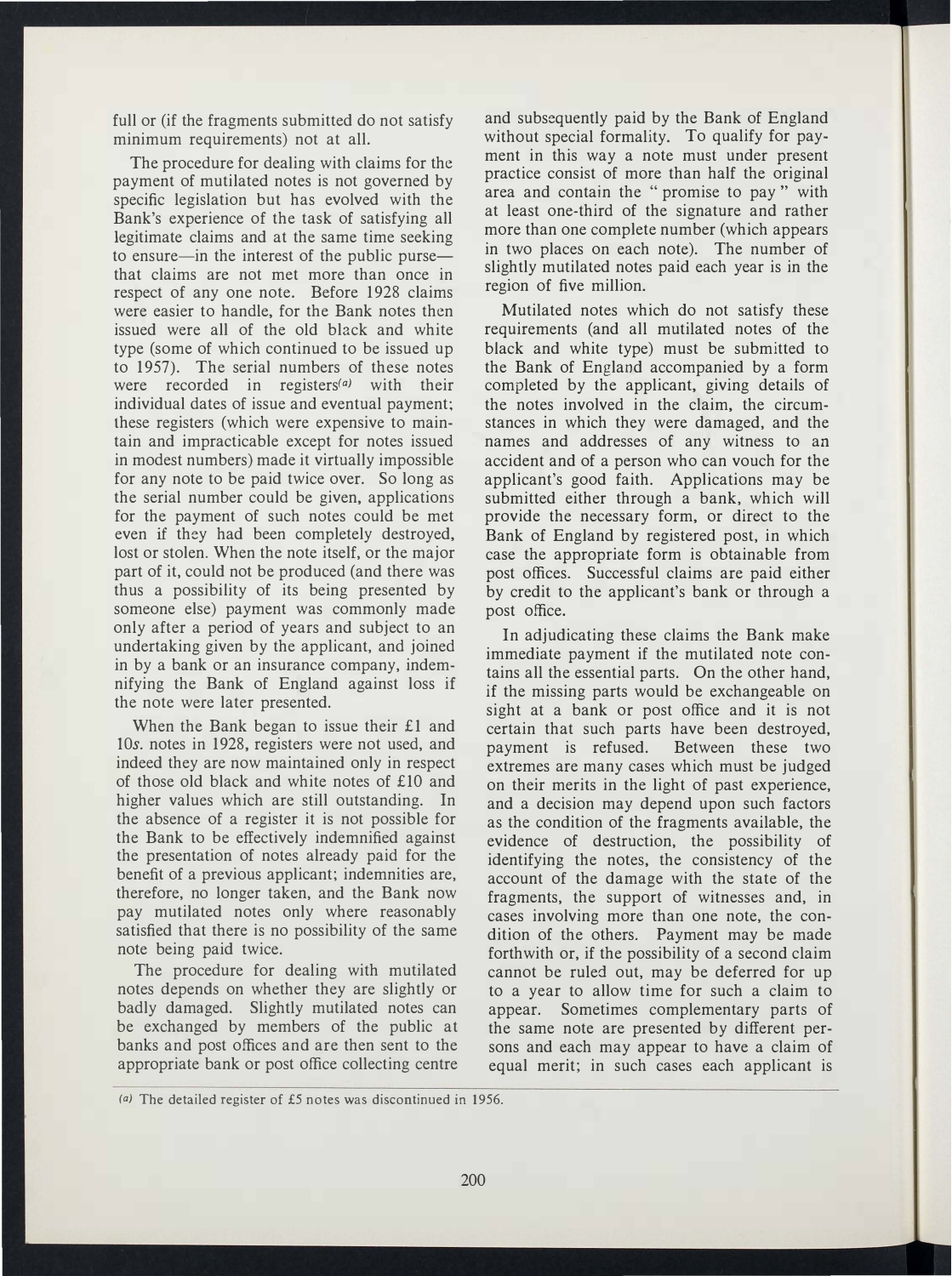full or (if the fragments submitted do not satisfy minimum requirements) not at all.

The procedure for dealing with claims for the payment of mutilated notes is not governed by specific legislation but has evolved with the Bank's experience of the task of satisfying all legitimate claims and at the same time seeking to ensure—in the interest of the public purse—that claims are not met more than once in respect of any one note. Before 1928 claims were easier to handle, for the Bank notes then issued were all of the old black and white type (some of which continued to be issued up to 1957). The serial numbers of these notes were recorded in registers[(a)] with their individual dates of issue and eventual payment; these registers (which were expensive to maintain and impracticable except for notes issued in modest numbers) made it virtually impossible for any note to be paid twice over. So long as the serial number could be given, applications for the payment of such notes could be met even if they had been completely destroyed, lost or stolen. When the note itself, or the major part of it, could not be produced (and there was thus a possibility of its being presented by someone else) payment was commonly made only after a period of years and subject to an undertaking given by the applicant, and joined in by a bank or an insurance company, indemnifying the Bank of England against loss if the note were later presented.

When the Bank began to issue their £1 and 10*s*. notes in 1928, registers were not used, and indeed they are now maintained only in respect of those old black and white notes of £10 and higher values which are still outstanding. In the absence of a register it is not possible for the Bank to be effectively indemnified against the presentation of notes already paid for the benefit of a previous applicant; indemnities are, therefore, no longer taken, and the Bank now pay mutilated notes only where reasonably satisfied that there is no possibility of the same note being paid twice.

The procedure for dealing with mutilated notes depends on whether they are slightly or badly damaged. Slightly mutilated notes can be exchanged by members of the public at banks and post offices and are then sent to the appropriate bank or post office collecting centre and subsequently paid by the Bank of England without special formality. To qualify for payment in this way a note must under present practice consist of more than half the original area and contain the "promise to pay" with at least one-third of the signature and rather more than one complete number (which appears in two places on each note). The number of slightly mutilated notes paid each year is in the region of five million.

Mutilated notes which do not satisfy these requirements (and all mutilated notes of the black and white type) must be submitted to the Bank of England accompanied by a form completed by the applicant, giving details of the notes involved in the claim, the circumstances in which they were damaged, and the names and addresses of any witness to an accident and of a person who can vouch for the applicant's good faith. Applications may be submitted either through a bank, which will provide the necessary form, or direct to the Bank of England by registered post, in which case the appropriate form is obtainable from post offices. Successful claims are paid either by credit to the applicant's bank or through a post office.

In adjudicating these claims the Bank make immediate payment if the mutilated note contains all the essential parts. On the other hand, if the missing parts would be exchangeable on sight at a bank or post office and it is not certain that such parts have been destroyed, payment is refused. Between these two extremes are many cases which must be judged on their merits in the light of past experience, and a decision may depend upon such factors as the condition of the fragments available, the evidence of destruction, the possibility of identifying the notes, the consistency of the account of the damage with the state of the fragments, the support of witnesses and, in cases involving more than one note, the condition of the others. Payment may be made forthwith or, if the possibility of a second claim cannot be ruled out, may be deferred for up to a year to allow time for such a claim to appear. Sometimes complementary parts of the same note are presented by different persons and each may appear to have a claim of equal merit; in such cases each applicant is

---

(a) The detailed register of £5 notes was discontinued in 1956.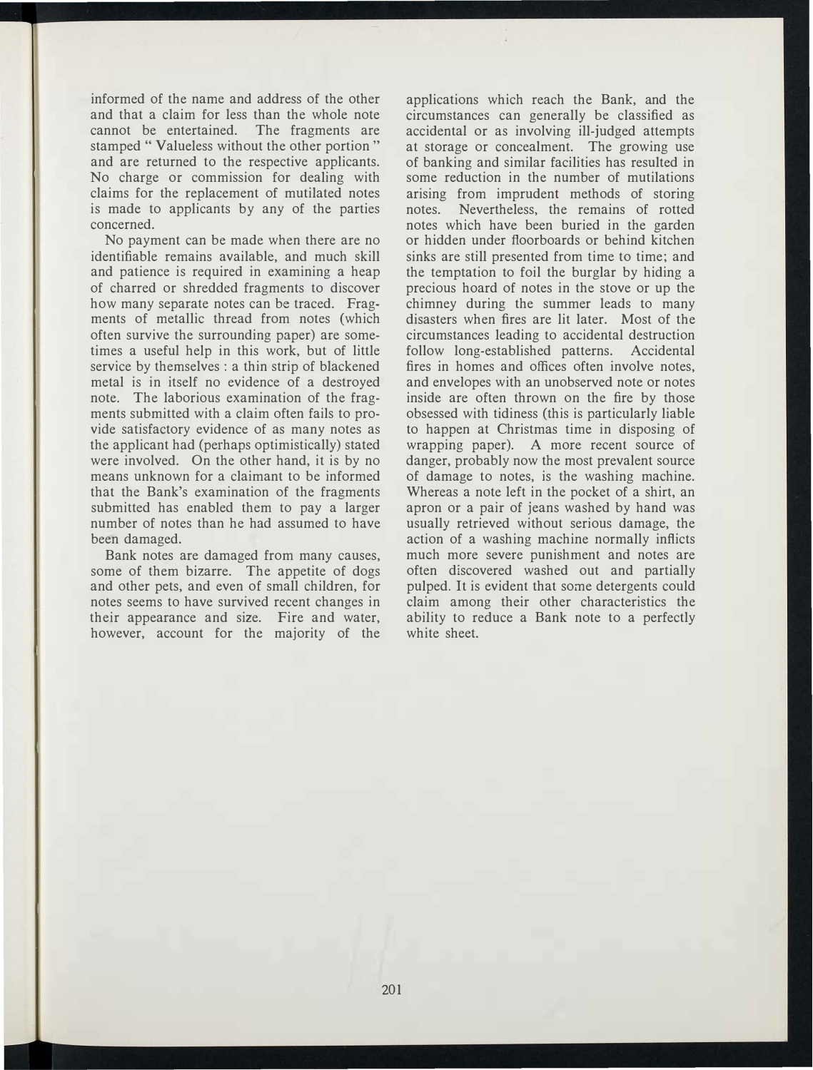informed of the name and address of the other and that a claim for less than the whole note cannot be entertained. The fragments are stamped " Valueless without the other portion " and are returned to the respective applicants. No charge or commission for dealing with claims for the replacement of mutilated notes is made to applicants by any of the parties concerned.

No payment can be made when there are no identifiable remains available, and much skill and patience is required in examining a heap of charred or shredded fragments to discover how many separate notes can be traced. Fragments of metallic thread from notes (which often survive the surrounding paper) are sometimes a useful help in this work, but of little service by themselves : a thin strip of blackened metal is in itself no evidence of a destroyed note. The laborious examination of the fragments submitted with a claim often fails to provide satisfactory evidence of as many notes as the applicant had (perhaps optimistically) stated were involved. On the other hand, it is by no means unknown for a claimant to be informed that the Bank's examination of the fragments submitted has enabled them to pay a larger number of notes than he had assumed to have been damaged.

Bank notes are damaged from many causes, some of them bizarre. The appetite of dogs and other pets, and even of small children, for notes seems to have survived recent changes in their appearance and size. Fire and water, however, account for the majority of the applications which reach the Bank, and the circumstances can generally be classified as accidental or as involving ill-judged attempts at storage or concealment. The growing use of banking and similar facilities has resulted in some reduction in the number of mutilations arising from imprudent methods of storing notes. Nevertheless, the remains of rotted notes which have been buried in the garden or hidden under floorboards or behind kitchen sinks are still presented from time to time; and the temptation to foil the burglar by hiding a precious hoard of notes in the stove or up the chimney during the summer leads to many disasters when fires are lit later. Most of the circumstances leading to accidental destruction follow long-established patterns. Accidental fires in homes and offices often involve notes, and envelopes with an unobserved note or notes inside are often thrown on the fire by those obsessed with tidiness (this is particularly liable to happen at Christmas time in disposing of wrapping paper). A more recent source of danger, probably now the most prevalent source of damage to notes, is the washing machine. Whereas a note left in the pocket of a shirt, an apron or a pair of jeans washed by hand was usually retrieved without serious damage, the action of a washing machine normally inflicts much more severe punishment and notes are often discovered washed out and partially pulped. It is evident that some detergents could claim among their other characteristics the ability to reduce a Bank note to a perfectly white sheet.